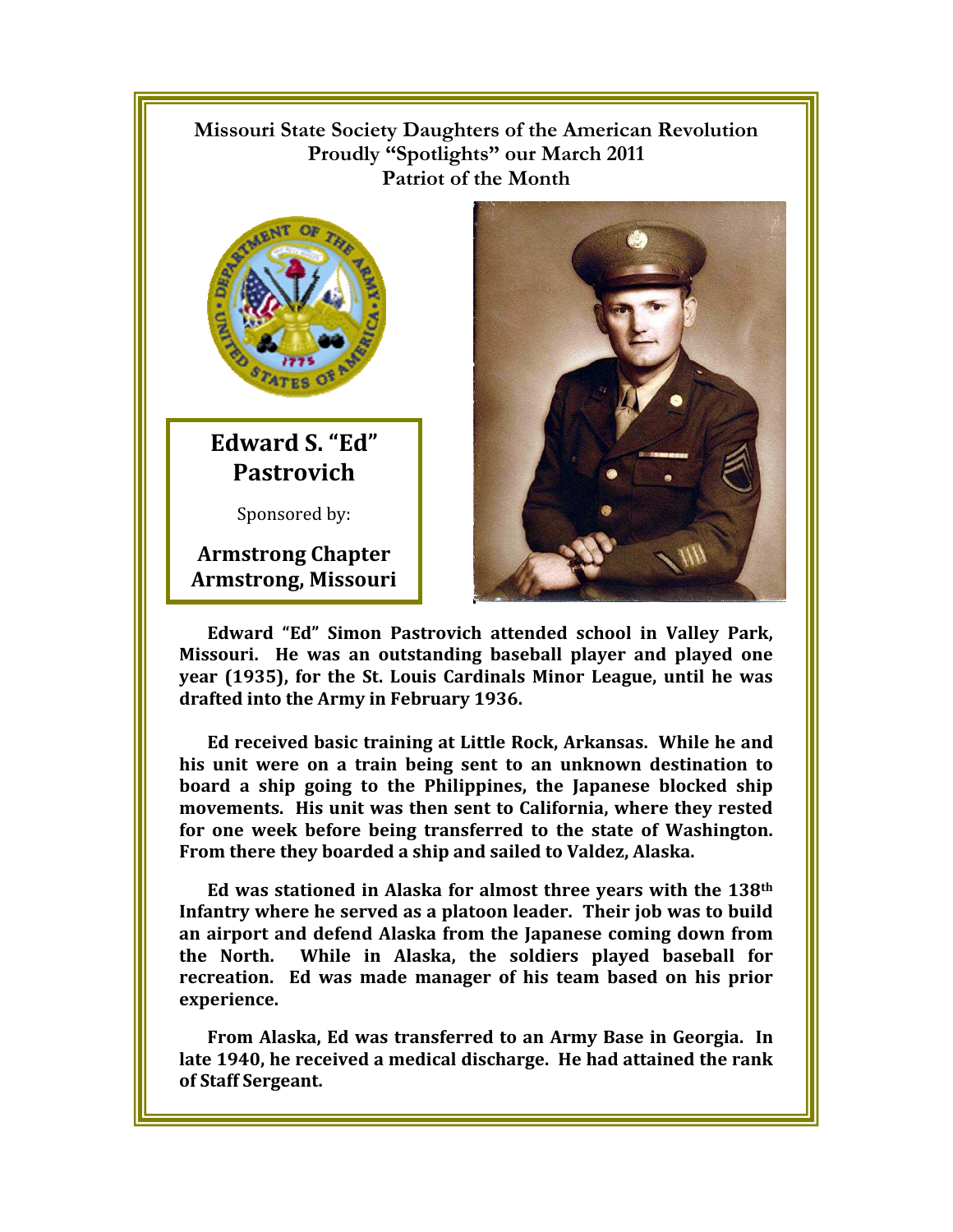**Missouri State Society Daughters of the American Revolution**
**Proudly "Spotlights" our March 2011**
**Patriot of the Month**

## Edward S. "Ed" Pastrovich

Sponsored by:

**Armstrong Chapter**
**Armstrong, Missouri**

**Edward "Ed" Simon Pastrovich attended school in Valley Park, Missouri. He was an outstanding baseball player and played one year (1935), for the St. Louis Cardinals Minor League, until he was drafted into the Army in February 1936.**

**Ed received basic training at Little Rock, Arkansas. While he and his unit were on a train being sent to an unknown destination to board a ship going to the Philippines, the Japanese blocked ship movements. His unit was then sent to California, where they rested for one week before being transferred to the state of Washington. From there they boarded a ship and sailed to Valdez, Alaska.**

**Ed was stationed in Alaska for almost three years with the 138th Infantry where he served as a platoon leader. Their job was to build an airport and defend Alaska from the Japanese coming down from the North. While in Alaska, the soldiers played baseball for recreation. Ed was made manager of his team based on his prior experience.**

**From Alaska, Ed was transferred to an Army Base in Georgia. In late 1940, he received a medical discharge. He had attained the rank of Staff Sergeant.**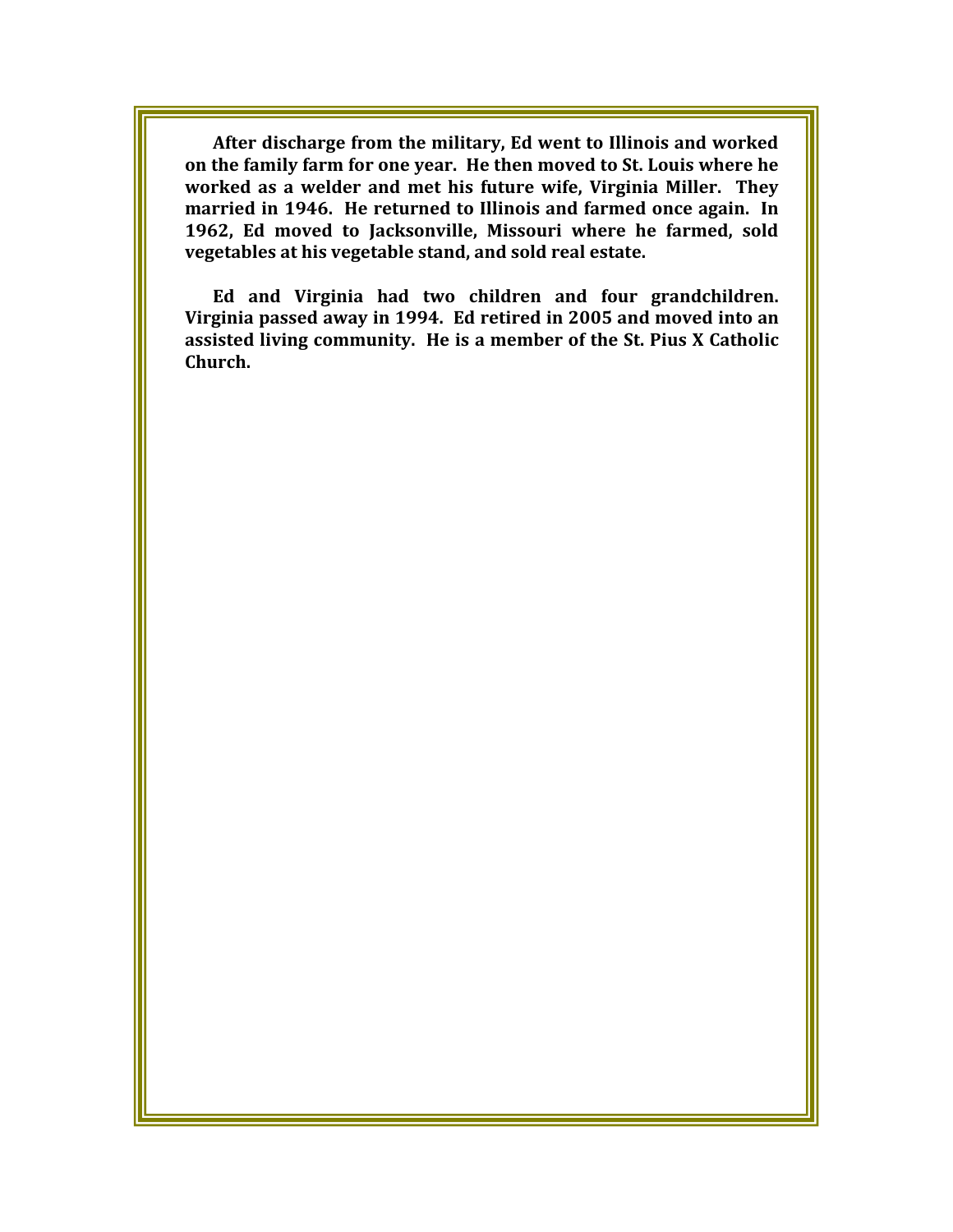**After discharge from the military, Ed went to Illinois and worked on the family farm for one year. He then moved to St. Louis where he worked as a welder and met his future wife, Virginia Miller. They married in 1946. He returned to Illinois and farmed once again. In 1962, Ed moved to Jacksonville, Missouri where he farmed, sold vegetables at his vegetable stand, and sold real estate.**

**Ed and Virginia had two children and four grandchildren. Virginia passed away in 1994. Ed retired in 2005 and moved into an assisted living community. He is a member of the St. Pius X Catholic Church.**